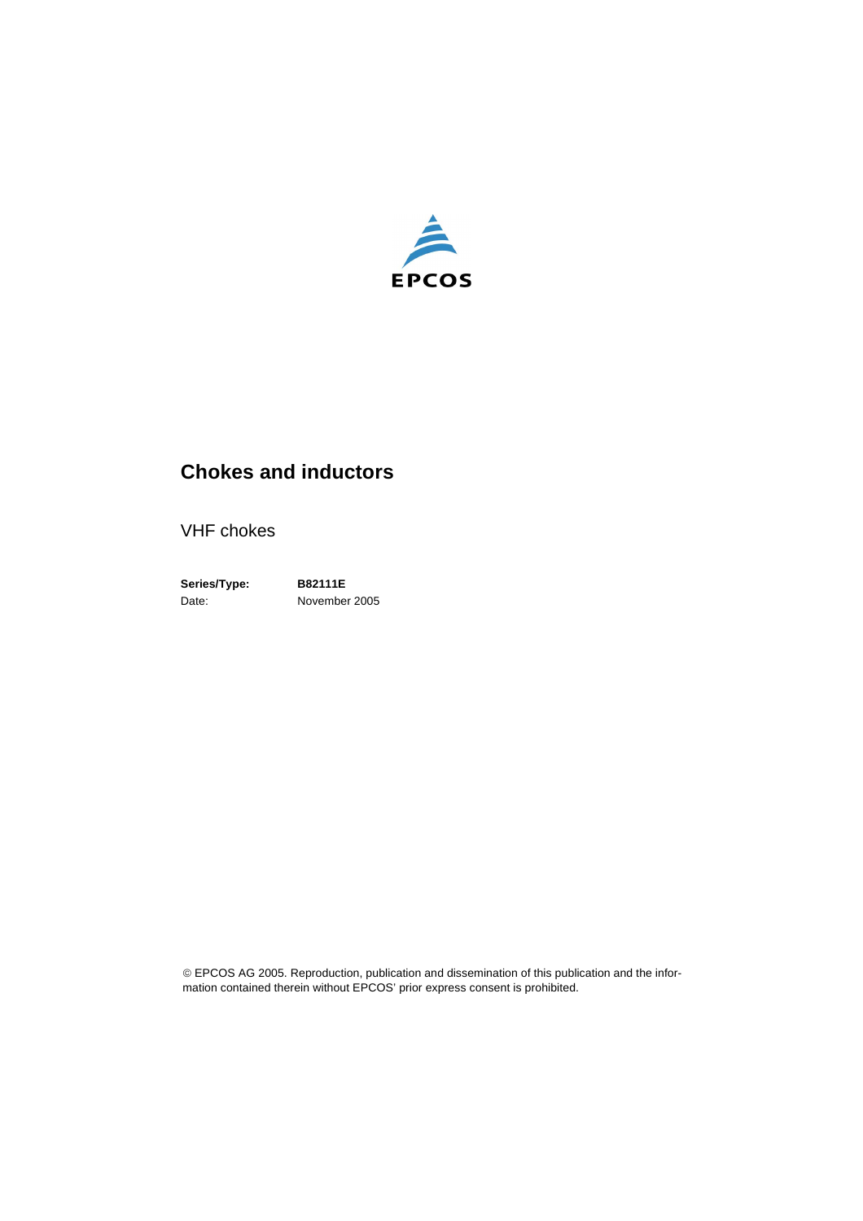EPCOS

# Chokes and inductors

VHF chokes

**Series/Type:** **B82111E**
Date: November 2005

© EPCOS AG 2005. Reproduction, publication and dissemination of this publication and the information contained therein without EPCOS' prior express consent is prohibited.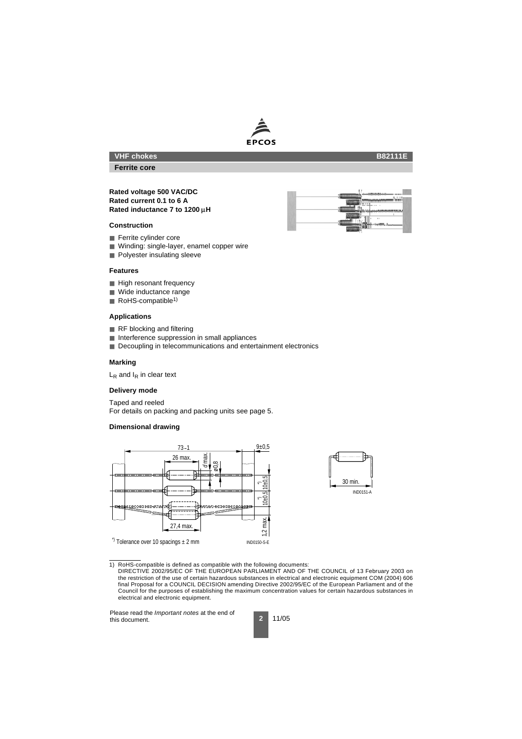## VHF chokes B82111E

### Ferrite core

**Rated voltage 500 VAC/DC**
**Rated current 0.1 to 6 A**
**Rated inductance 7 to 1200 µH**

#### Construction

- Ferrite cylinder core
- Winding: single-layer, enamel copper wire
- Polyester insulating sleeve

#### Features

- High resonant frequency
- Wide inductance range
- RoHS-compatible[1)]

#### Applications

- RF blocking and filtering
- Interference suppression in small appliances
- Decoupling in telecommunications and entertainment electronics

#### Marking

$L_R$ and $I_R$ in clear text

#### Delivery mode

Taped and reeled
For details on packing and packing units see page 5.

#### Dimensional drawing

73₋₁ 9±0,5 26 max. d max. ø0,8 *) 10±0,5 *) 10±0,5 27,4 max. 1,2 max.

*) Tolerance over 10 spacings ± 2 mm

IND0150-S-E

30 min.

IND0151-A

---

1) RoHS-compatible is defined as compatible with the following documents:
DIRECTIVE 2002/95/EC OF THE EUROPEAN PARLIAMENT AND OF THE COUNCIL of 13 February 2003 on the restriction of the use of certain hazardous substances in electrical and electronic equipment COM (2004) 606 final Proposal for a COUNCIL DECISION amending Directive 2002/95/EC of the European Parliament and of the Council for the purposes of establishing the maximum concentration values for certain hazardous substances in electrical and electronic equipment.

Please read the *Important notes* at the end of this document.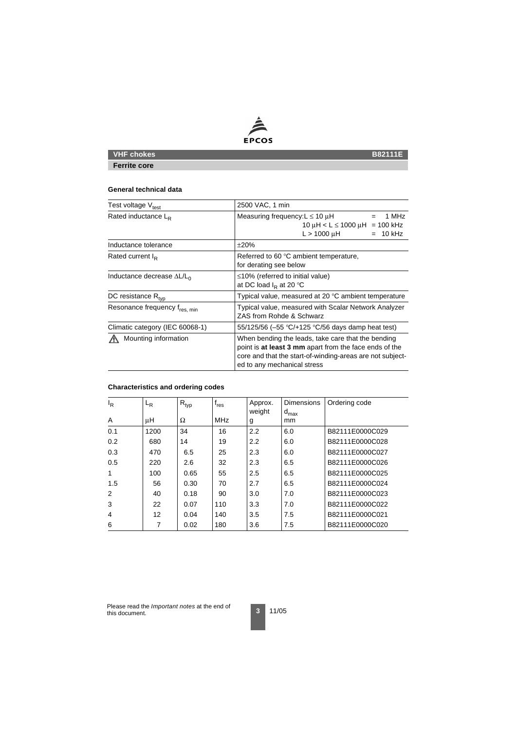**VHF chokes** **B82111E**

**Ferrite core**

### General technical data

| | |
|---|---|
| Test voltage $V_{test}$ | 2500 VAC, 1 min |
| Rated inductance $L_R$ | Measuring frequency: $L \leq 10\ \mu H$ = 1 MHz<br>$10\ \mu H < L \leq 1000\ \mu H$ = 100 kHz<br>$L > 1000\ \mu H$ = 10 kHz |
| Inductance tolerance | ±20% |
| Rated current $I_R$ | Referred to 60 °C ambient temperature, for derating see below |
| Inductance decrease $\Delta L/L_0$ | ≤10% (referred to initial value) at DC load $I_R$ at 20 °C |
| DC resistance $R_{typ}$ | Typical value, measured at 20 °C ambient temperature |
| Resonance frequency $f_{res,\ min}$ | Typical value, measured with Scalar Network Analyzer ZAS from Rohde & Schwarz |
| Climatic category (IEC 60068-1) | 55/125/56 (–55 °C/+125 °C/56 days damp heat test) |
| ⚠ Mounting information | When bending the leads, take care that the bending point is **at least 3 mm** apart from the face ends of the core and that the start-of-winding-areas are not subjected to any mechanical stress |

### Characteristics and ordering codes

| $I_R$<br>A | $L_R$<br>µH | $R_{typ}$<br>Ω | $f_{res}$<br>MHz | Approx. weight<br>g | Dimensions $d_{max}$<br>mm | Ordering code |
|---|---|---|---|---|---|---|
| 0.1 | 1200 | 34 | 16 | 2.2 | 6.0 | B82111E0000C029 |
| 0.2 | 680 | 14 | 19 | 2.2 | 6.0 | B82111E0000C028 |
| 0.3 | 470 | 6.5 | 25 | 2.3 | 6.0 | B82111E0000C027 |
| 0.5 | 220 | 2.6 | 32 | 2.3 | 6.5 | B82111E0000C026 |
| 1 | 100 | 0.65 | 55 | 2.5 | 6.5 | B82111E0000C025 |
| 1.5 | 56 | 0.30 | 70 | 2.7 | 6.5 | B82111E0000C024 |
| 2 | 40 | 0.18 | 90 | 3.0 | 7.0 | B82111E0000C023 |
| 3 | 22 | 0.07 | 110 | 3.3 | 7.0 | B82111E0000C022 |
| 4 | 12 | 0.04 | 140 | 3.5 | 7.5 | B82111E0000C021 |
| 6 | 7 | 0.02 | 180 | 3.6 | 7.5 | B82111E0000C020 |

Please read the *Important notes* at the end of this document.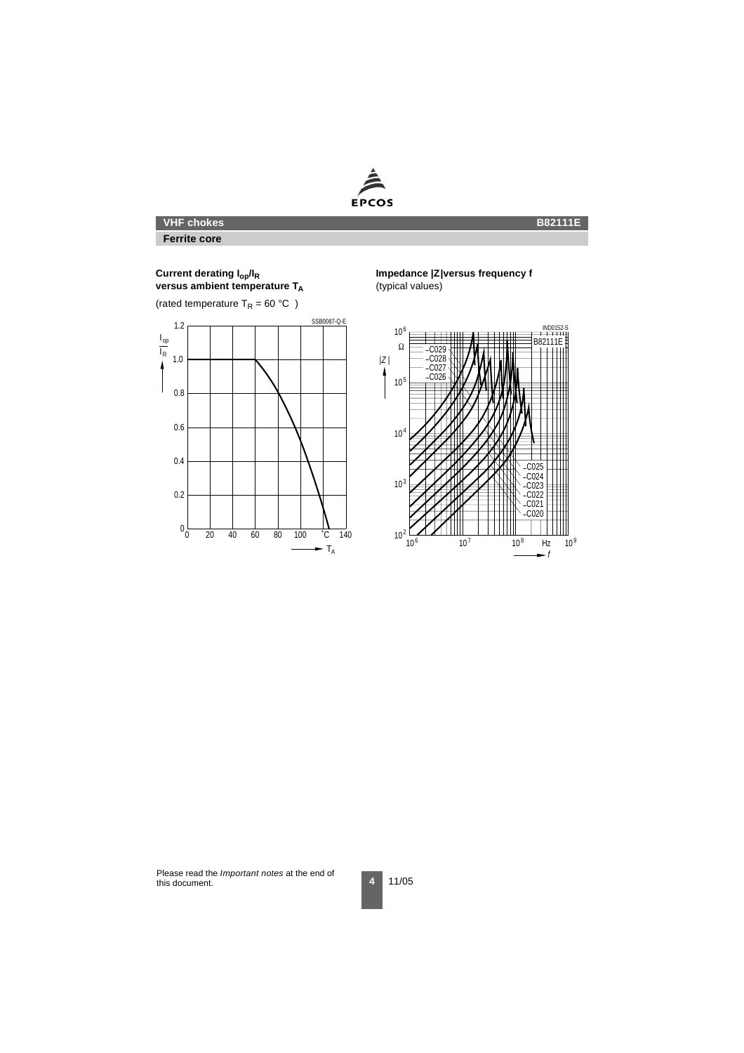**VHF chokes** **B82111E**

**Ferrite core**

**Current derating $I_{op}/I_R$ versus ambient temperature $T_A$**

(rated temperature $T_R$ = 60 °C )

**Impedance |Z| versus frequency f**
(typical values)

Please read the *Important notes* at the end of this document.

11/05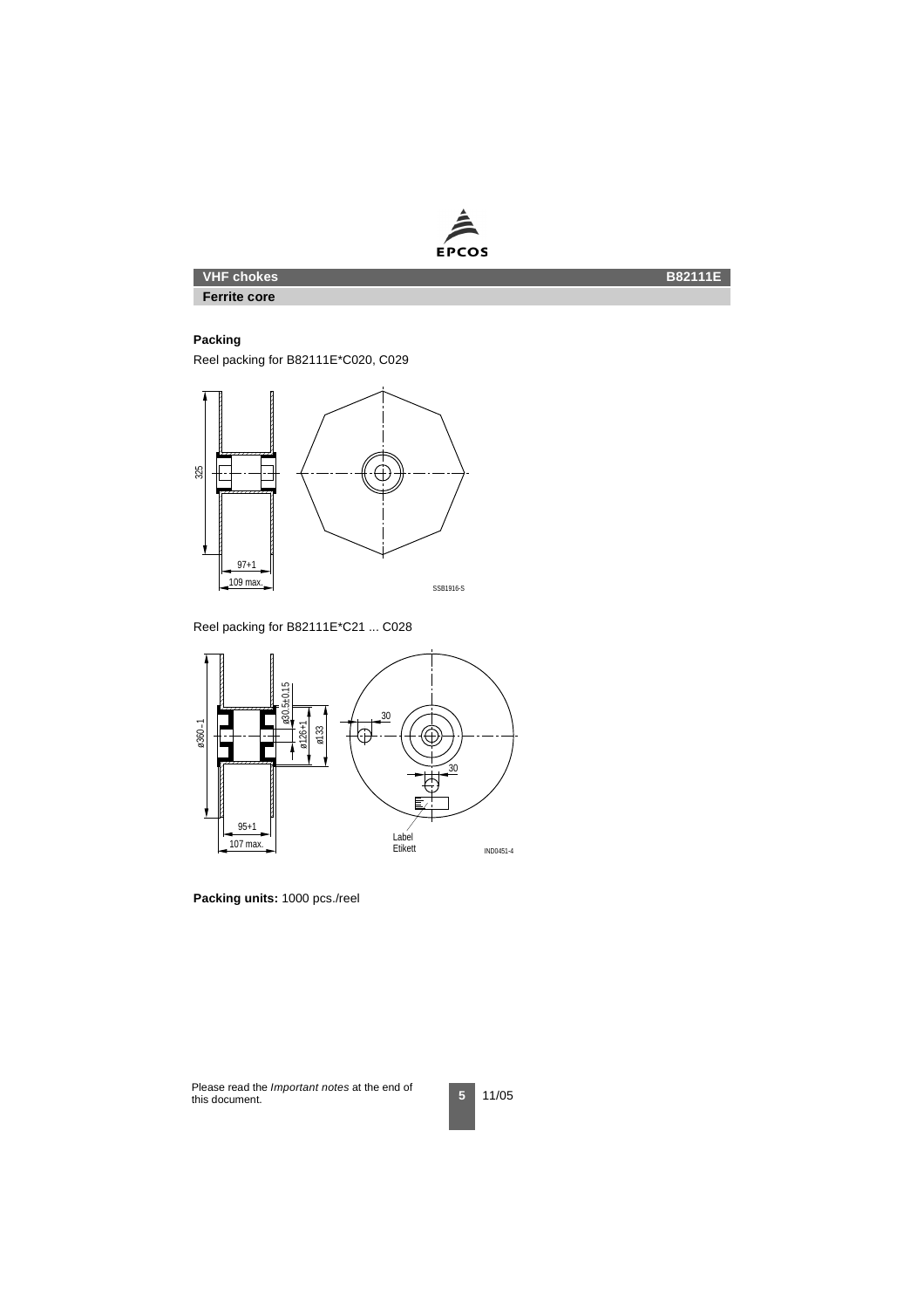## VHF chokes — B82111E

### Ferrite core

**Packing**

Reel packing for B82111E*C020, C029

Reel packing for B82111E*C21 ... C028

**Packing units:** 1000 pcs./reel

Please read the *Important notes* at the end of this document.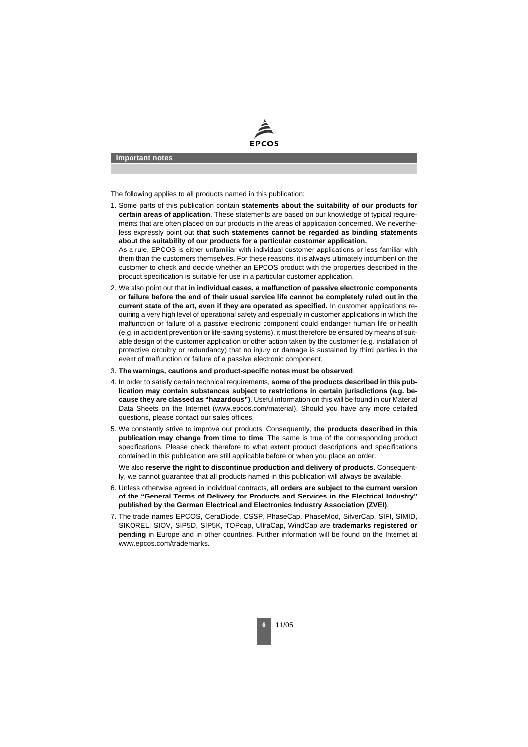## Important notes

The following applies to all products named in this publication:

1. Some parts of this publication contain **statements about the suitability of our products for certain areas of application**. These statements are based on our knowledge of typical requirements that are often placed on our products in the areas of application concerned. We nevertheless expressly point out **that such statements cannot be regarded as binding statements about the suitability of our products for a particular customer application.**
   As a rule, EPCOS is either unfamiliar with individual customer applications or less familiar with them than the customers themselves. For these reasons, it is always ultimately incumbent on the customer to check and decide whether an EPCOS product with the properties described in the product specification is suitable for use in a particular customer application.
2. We also point out that **in individual cases, a malfunction of passive electronic components or failure before the end of their usual service life cannot be completely ruled out in the current state of the art, even if they are operated as specified.** In customer applications requiring a very high level of operational safety and especially in customer applications in which the malfunction or failure of a passive electronic component could endanger human life or health (e.g. in accident prevention or life-saving systems), it must therefore be ensured by means of suitable design of the customer application or other action taken by the customer (e.g. installation of protective circuitry or redundancy) that no injury or damage is sustained by third parties in the event of malfunction or failure of a passive electronic component.
3. **The warnings, cautions and product-specific notes must be observed**.
4. In order to satisfy certain technical requirements, **some of the products described in this publication may contain substances subject to restrictions in certain jurisdictions (e.g. because they are classed as "hazardous")**. Useful information on this will be found in our Material Data Sheets on the Internet (www.epcos.com/material). Should you have any more detailed questions, please contact our sales offices.
5. We constantly strive to improve our products. Consequently, **the products described in this publication may change from time to time**. The same is true of the corresponding product specifications. Please check therefore to what extent product descriptions and specifications contained in this publication are still applicable before or when you place an order.

   We also **reserve the right to discontinue production and delivery of products**. Consequently, we cannot guarantee that all products named in this publication will always be available.
6. Unless otherwise agreed in individual contracts, **all orders are subject to the current version of the "General Terms of Delivery for Products and Services in the Electrical Industry" published by the German Electrical and Electronics Industry Association (ZVEI)**.
7. The trade names EPCOS, CeraDiode, CSSP, PhaseCap, PhaseMod, SilverCap, SIFI, SIMID, SIKOREL, SIOV, SIP5D, SIP5K, TOPcap, UltraCap, WindCap are **trademarks registered or pending** in Europe and in other countries. Further information will be found on the Internet at www.epcos.com/trademarks.